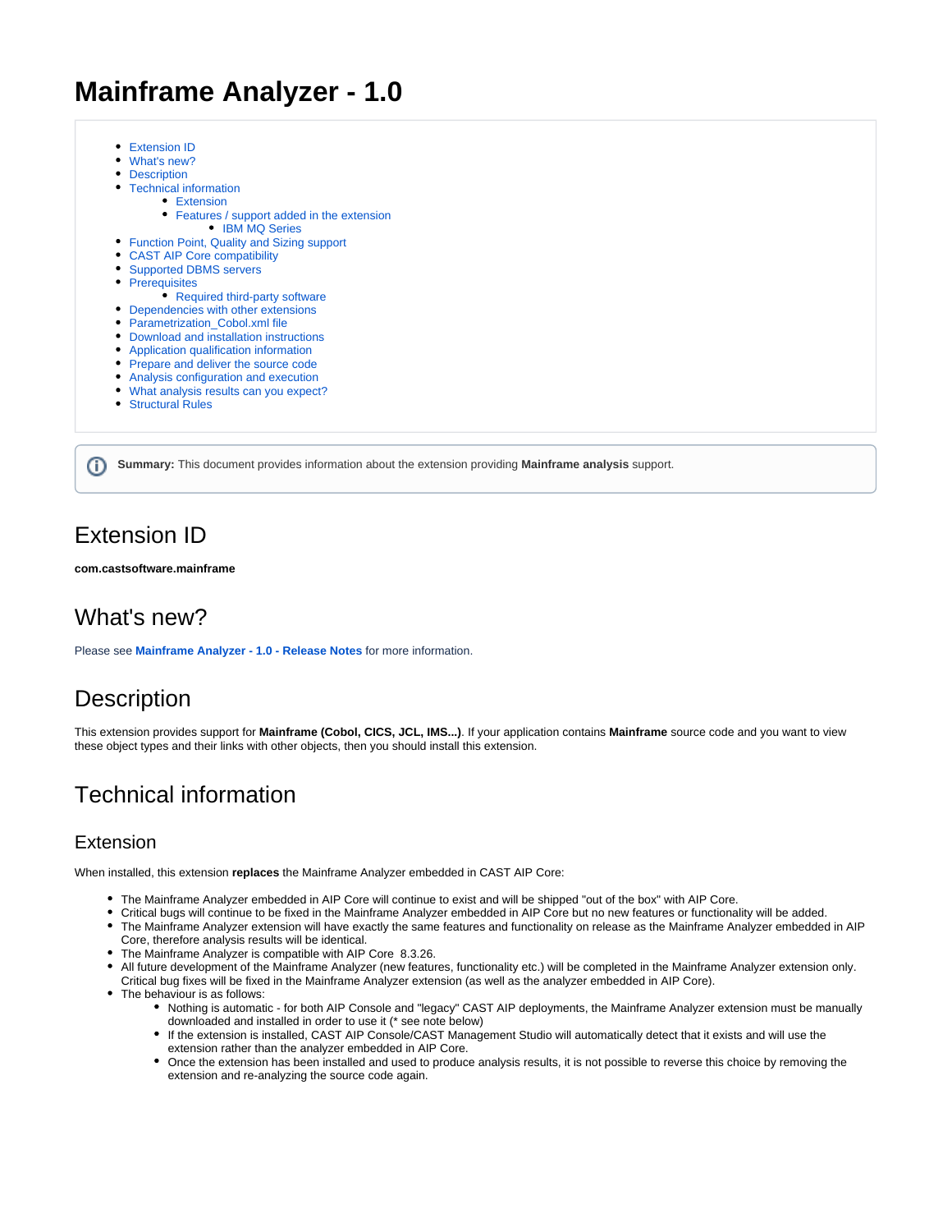# Mainframe Analyzer - 1.0

- Extension ID
- What's new?
- Description
- Technical information
  - Extension
  - Features / support added in the extension
    - IBM MQ Series
- Function Point, Quality and Sizing support
- CAST AIP Core compatibility
- Supported DBMS servers
- Prerequisites
  - Required third-party software
- Dependencies with other extensions
- Parametrization_Cobol.xml file
- Download and installation instructions
- Application qualification information
- Prepare and deliver the source code
- Analysis configuration and execution
- What analysis results can you expect?
- Structural Rules

**Summary:** This document provides information about the extension providing **Mainframe analysis** support.

## Extension ID

**com.castsoftware.mainframe**

## What's new?

Please see **Mainframe Analyzer - 1.0 - Release Notes** for more information.

## Description

This extension provides support for **Mainframe (Cobol, CICS, JCL, IMS...)**. If your application contains **Mainframe** source code and you want to view these object types and their links with other objects, then you should install this extension.

## Technical information

### Extension

When installed, this extension **replaces** the Mainframe Analyzer embedded in CAST AIP Core:

- The Mainframe Analyzer embedded in AIP Core will continue to exist and will be shipped "out of the box" with AIP Core.
- Critical bugs will continue to be fixed in the Mainframe Analyzer embedded in AIP Core but no new features or functionality will be added.
- The Mainframe Analyzer extension will have exactly the same features and functionality on release as the Mainframe Analyzer embedded in AIP Core, therefore analysis results will be identical.
- The Mainframe Analyzer is compatible with AIP Core 8.3.26.
- All future development of the Mainframe Analyzer (new features, functionality etc.) will be completed in the Mainframe Analyzer extension only. Critical bug fixes will be fixed in the Mainframe Analyzer extension (as well as the analyzer embedded in AIP Core).
- The behaviour is as follows:
  - Nothing is automatic - for both AIP Console and "legacy" CAST AIP deployments, the Mainframe Analyzer extension must be manually downloaded and installed in order to use it (* see note below)
  - If the extension is installed, CAST AIP Console/CAST Management Studio will automatically detect that it exists and will use the extension rather than the analyzer embedded in AIP Core.
  - Once the extension has been installed and used to produce analysis results, it is not possible to reverse this choice by removing the extension and re-analyzing the source code again.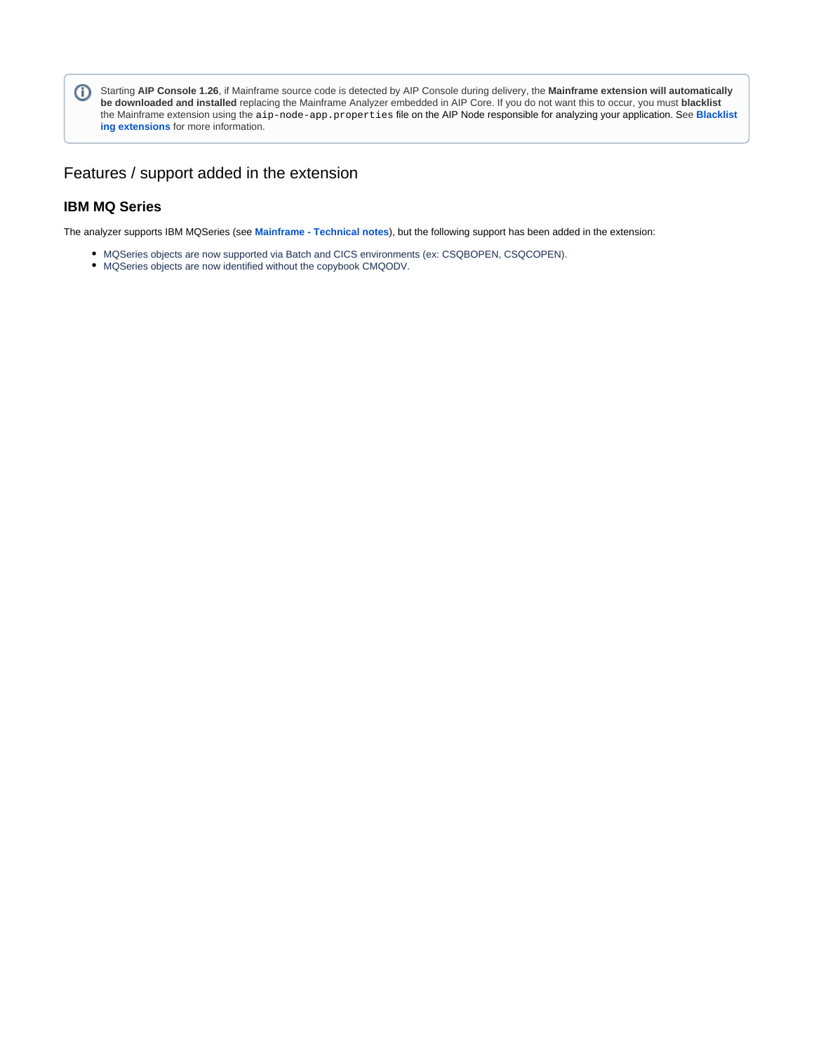> Starting **AIP Console 1.26**, if Mainframe source code is detected by AIP Console during delivery, the **Mainframe extension will automatically be downloaded and installed** replacing the Mainframe Analyzer embedded in AIP Core. If you do not want this to occur, you must **blacklist** the Mainframe extension using the `aip-node-app.properties` file on the AIP Node responsible for analyzing your application. See **Blacklisting extensions** for more information.

## Features / support added in the extension

### IBM MQ Series

The analyzer supports IBM MQSeries (see **Mainframe - Technical notes**), but the following support has been added in the extension:

- MQSeries objects are now supported via Batch and CICS environments (ex: CSQBOPEN, CSQCOPEN).
- MQSeries objects are now identified without the copybook CMQODV.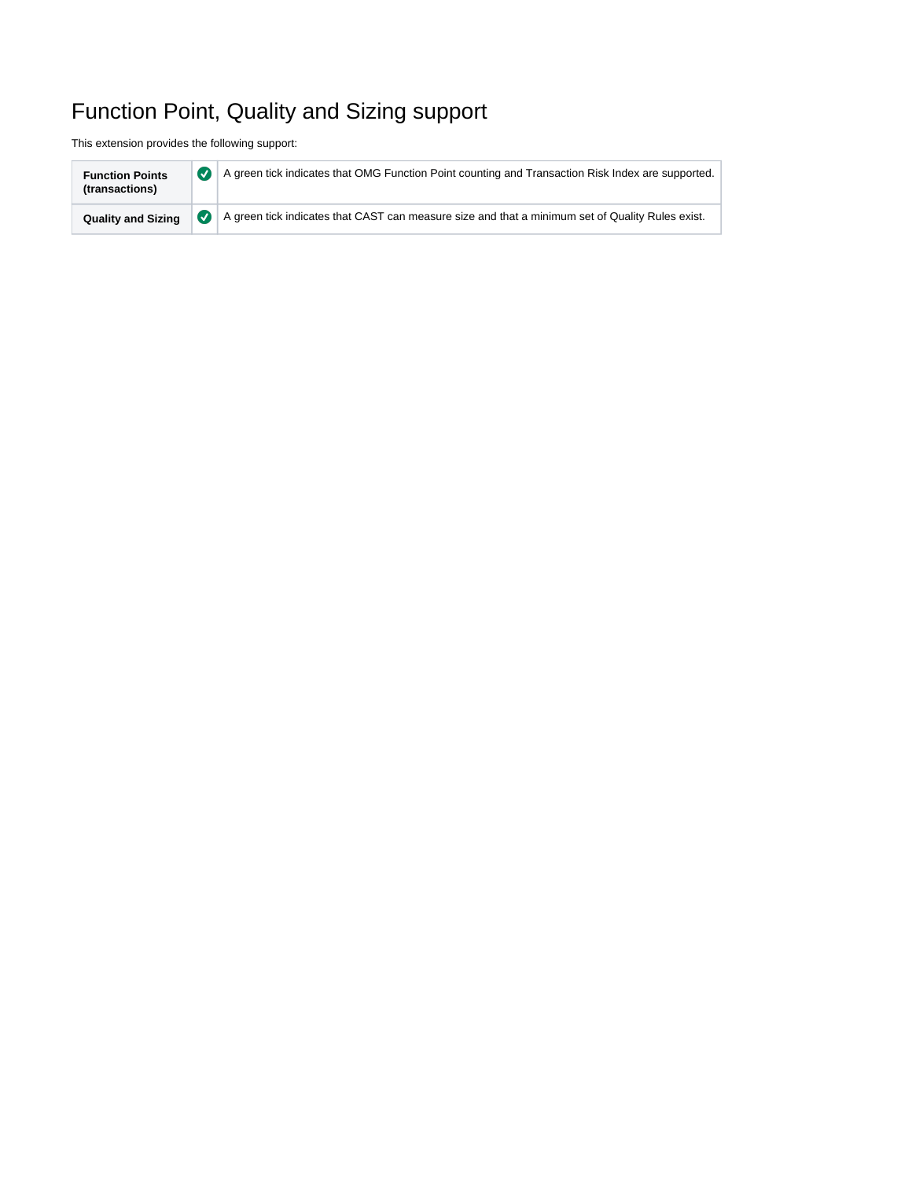# Function Point, Quality and Sizing support

This extension provides the following support:

| | | |
|---|---|---|
| **Function Points (transactions)** | ✅ | A green tick indicates that OMG Function Point counting and Transaction Risk Index are supported. |
| **Quality and Sizing** | ✅ | A green tick indicates that CAST can measure size and that a minimum set of Quality Rules exist. |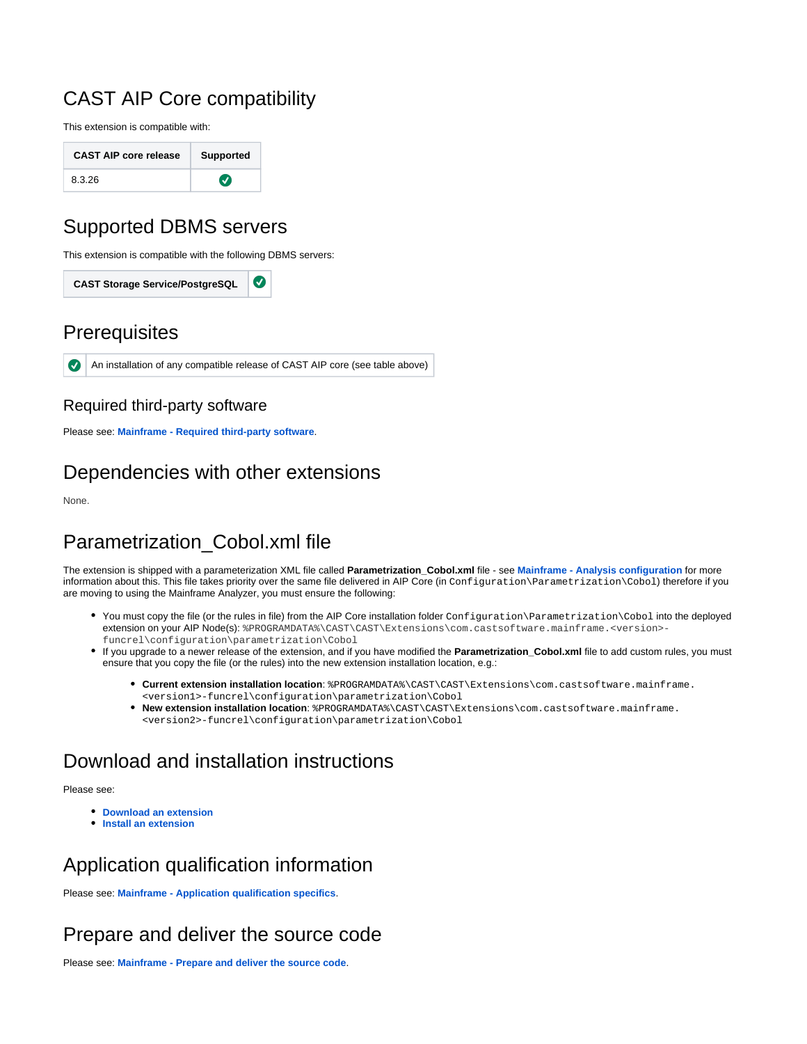## CAST AIP Core compatibility

This extension is compatible with:

| CAST AIP core release | Supported |
|---|---|
| 8.3.26 | ✅ |

## Supported DBMS servers

This extension is compatible with the following DBMS servers:

| CAST Storage Service/PostgreSQL | ✅ |
|---|---|

## Prerequisites

| ✅ | An installation of any compatible release of CAST AIP core (see table above) |
|---|---|

### Required third-party software

Please see: **Mainframe - Required third-party software**.

## Dependencies with other extensions

None.

## Parametrization_Cobol.xml file

The extension is shipped with a parameterization XML file called **Parametrization_Cobol.xml** file - see **Mainframe - Analysis configuration** for more information about this. This file takes priority over the same file delivered in AIP Core (in `Configuration\Parametrization\Cobol`) therefore if you are moving to using the Mainframe Analyzer, you must ensure the following:

- You must copy the file (or the rules in file) from the AIP Core installation folder `Configuration\Parametrization\Cobol` into the deployed extension on your AIP Node(s): `%PROGRAMDATA%\CAST\CAST\Extensions\com.castsoftware.mainframe.<version>-funcrel\configuration\parametrization\Cobol`
- If you upgrade to a newer release of the extension, and if you have modified the **Parametrization_Cobol.xml** file to add custom rules, you must ensure that you copy the file (or the rules) into the new extension installation location, e.g.:
  - **Current extension installation location**: `%PROGRAMDATA%\CAST\CAST\Extensions\com.castsoftware.mainframe.<version1>-funcrel\configuration\parametrization\Cobol`
  - **New extension installation location**: `%PROGRAMDATA%\CAST\CAST\Extensions\com.castsoftware.mainframe.<version2>-funcrel\configuration\parametrization\Cobol`

## Download and installation instructions

Please see:

- **Download an extension**
- **Install an extension**

## Application qualification information

Please see: **Mainframe - Application qualification specifics**.

## Prepare and deliver the source code

Please see: **Mainframe - Prepare and deliver the source code**.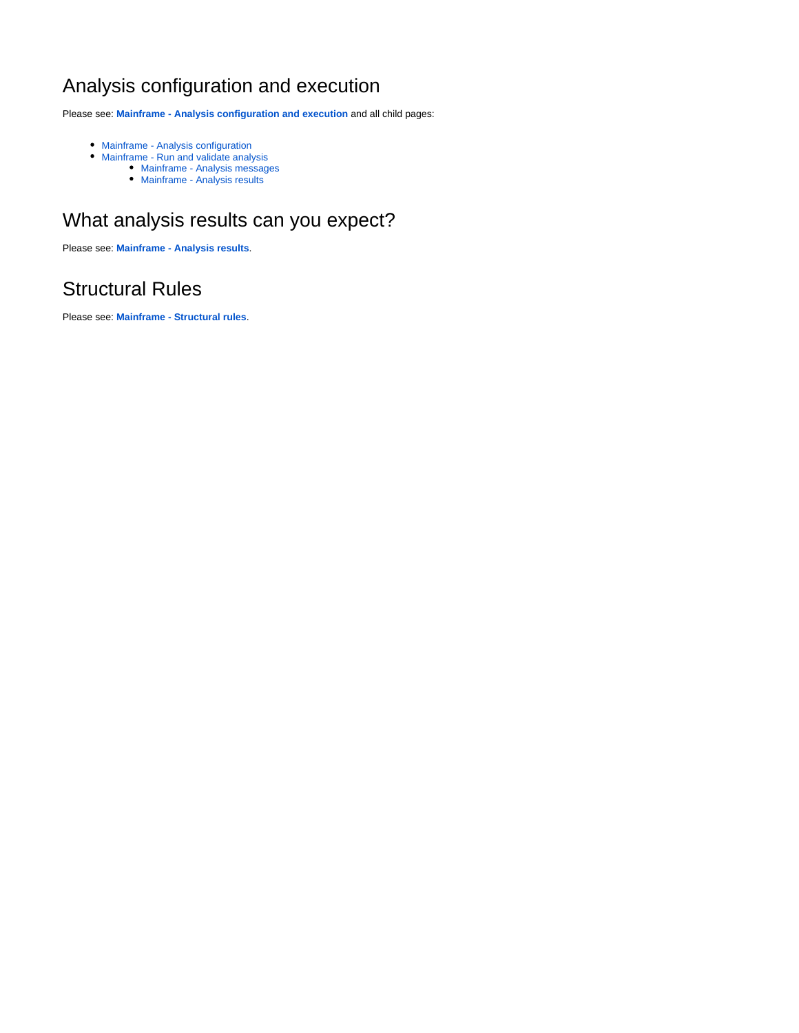## Analysis configuration and execution

Please see: **Mainframe - Analysis configuration and execution** and all child pages:

- Mainframe - Analysis configuration
- Mainframe - Run and validate analysis
  - Mainframe - Analysis messages
  - Mainframe - Analysis results

## What analysis results can you expect?

Please see: **Mainframe - Analysis results**.

## Structural Rules

Please see: **Mainframe - Structural rules**.